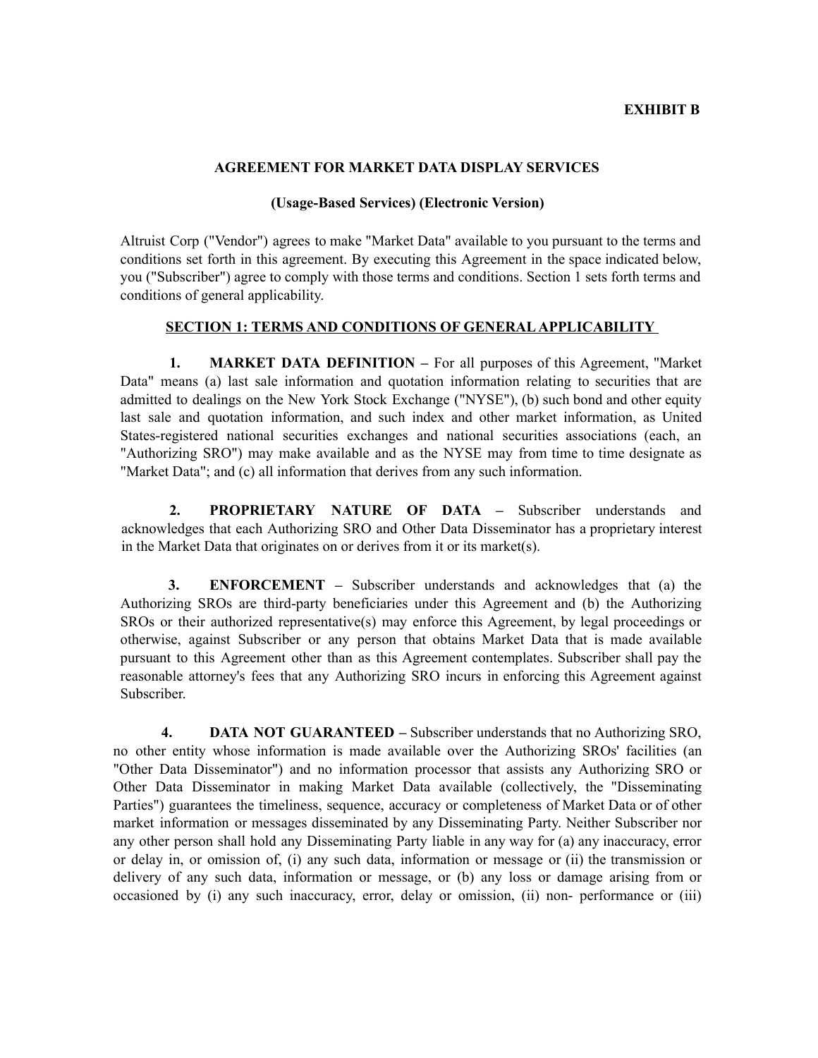**EXHIBIT B**

## AGREEMENT FOR MARKET DATA DISPLAY SERVICES

### (Usage-Based Services) (Electronic Version)

Altruist Corp ("Vendor") agrees to make "Market Data" available to you pursuant to the terms and conditions set forth in this agreement. By executing this Agreement in the space indicated below, you ("Subscriber") agree to comply with those terms and conditions. Section 1 sets forth terms and conditions of general applicability.

### SECTION 1: TERMS AND CONDITIONS OF GENERAL APPLICABILITY

**1. MARKET DATA DEFINITION –** For all purposes of this Agreement, "Market Data" means (a) last sale information and quotation information relating to securities that are admitted to dealings on the New York Stock Exchange ("NYSE"), (b) such bond and other equity last sale and quotation information, and such index and other market information, as United States-registered national securities exchanges and national securities associations (each, an "Authorizing SRO") may make available and as the NYSE may from time to time designate as "Market Data"; and (c) all information that derives from any such information.

**2. PROPRIETARY NATURE OF DATA –** Subscriber understands and acknowledges that each Authorizing SRO and Other Data Disseminator has a proprietary interest in the Market Data that originates on or derives from it or its market(s).

**3. ENFORCEMENT –** Subscriber understands and acknowledges that (a) the Authorizing SROs are third-party beneficiaries under this Agreement and (b) the Authorizing SROs or their authorized representative(s) may enforce this Agreement, by legal proceedings or otherwise, against Subscriber or any person that obtains Market Data that is made available pursuant to this Agreement other than as this Agreement contemplates. Subscriber shall pay the reasonable attorney's fees that any Authorizing SRO incurs in enforcing this Agreement against Subscriber.

**4. DATA NOT GUARANTEED –** Subscriber understands that no Authorizing SRO, no other entity whose information is made available over the Authorizing SROs' facilities (an "Other Data Disseminator") and no information processor that assists any Authorizing SRO or Other Data Disseminator in making Market Data available (collectively, the "Disseminating Parties") guarantees the timeliness, sequence, accuracy or completeness of Market Data or of other market information or messages disseminated by any Disseminating Party. Neither Subscriber nor any other person shall hold any Disseminating Party liable in any way for (a) any inaccuracy, error or delay in, or omission of, (i) any such data, information or message or (ii) the transmission or delivery of any such data, information or message, or (b) any loss or damage arising from or occasioned by (i) any such inaccuracy, error, delay or omission, (ii) non- performance or (iii)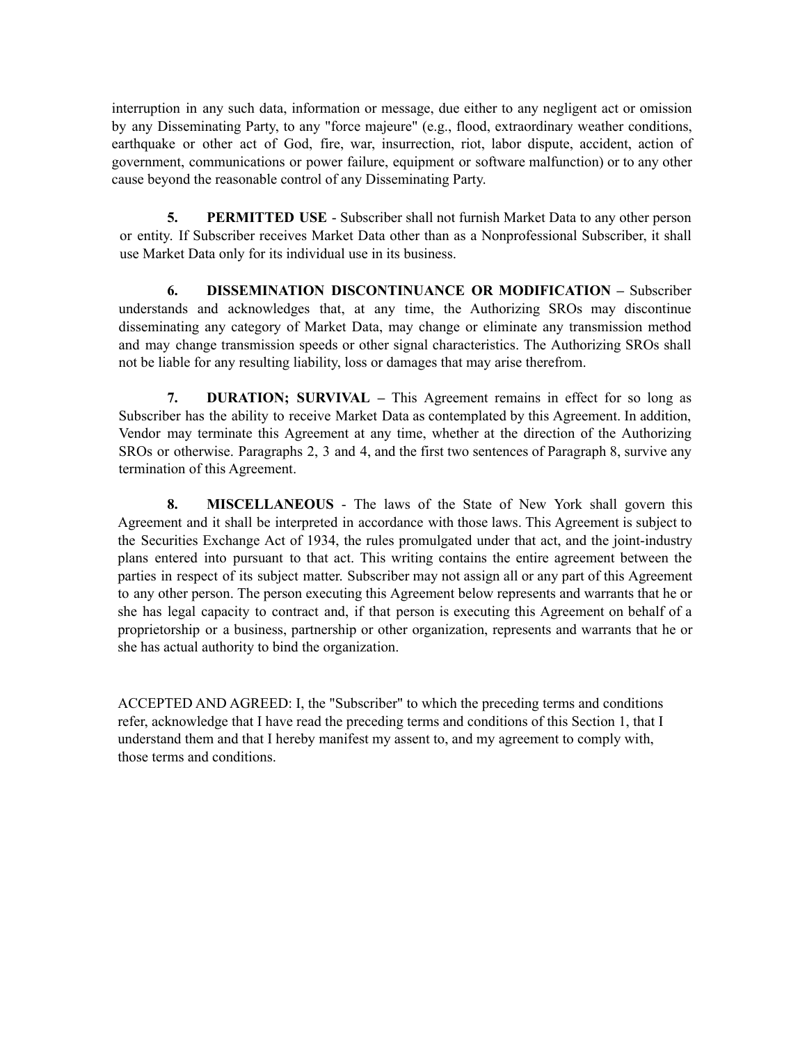interruption in any such data, information or message, due either to any negligent act or omission by any Disseminating Party, to any "force majeure" (e.g., flood, extraordinary weather conditions, earthquake or other act of God, fire, war, insurrection, riot, labor dispute, accident, action of government, communications or power failure, equipment or software malfunction) or to any other cause beyond the reasonable control of any Disseminating Party.

**5. PERMITTED USE** - Subscriber shall not furnish Market Data to any other person or entity. If Subscriber receives Market Data other than as a Nonprofessional Subscriber, it shall use Market Data only for its individual use in its business.

**6. DISSEMINATION DISCONTINUANCE OR MODIFICATION –** Subscriber understands and acknowledges that, at any time, the Authorizing SROs may discontinue disseminating any category of Market Data, may change or eliminate any transmission method and may change transmission speeds or other signal characteristics. The Authorizing SROs shall not be liable for any resulting liability, loss or damages that may arise therefrom.

**7. DURATION; SURVIVAL –** This Agreement remains in effect for so long as Subscriber has the ability to receive Market Data as contemplated by this Agreement. In addition, Vendor may terminate this Agreement at any time, whether at the direction of the Authorizing SROs or otherwise. Paragraphs 2, 3 and 4, and the first two sentences of Paragraph 8, survive any termination of this Agreement.

**8. MISCELLANEOUS** - The laws of the State of New York shall govern this Agreement and it shall be interpreted in accordance with those laws. This Agreement is subject to the Securities Exchange Act of 1934, the rules promulgated under that act, and the joint-industry plans entered into pursuant to that act. This writing contains the entire agreement between the parties in respect of its subject matter. Subscriber may not assign all or any part of this Agreement to any other person. The person executing this Agreement below represents and warrants that he or she has legal capacity to contract and, if that person is executing this Agreement on behalf of a proprietorship or a business, partnership or other organization, represents and warrants that he or she has actual authority to bind the organization.

ACCEPTED AND AGREED: I, the "Subscriber" to which the preceding terms and conditions refer, acknowledge that I have read the preceding terms and conditions of this Section 1, that I understand them and that I hereby manifest my assent to, and my agreement to comply with, those terms and conditions.